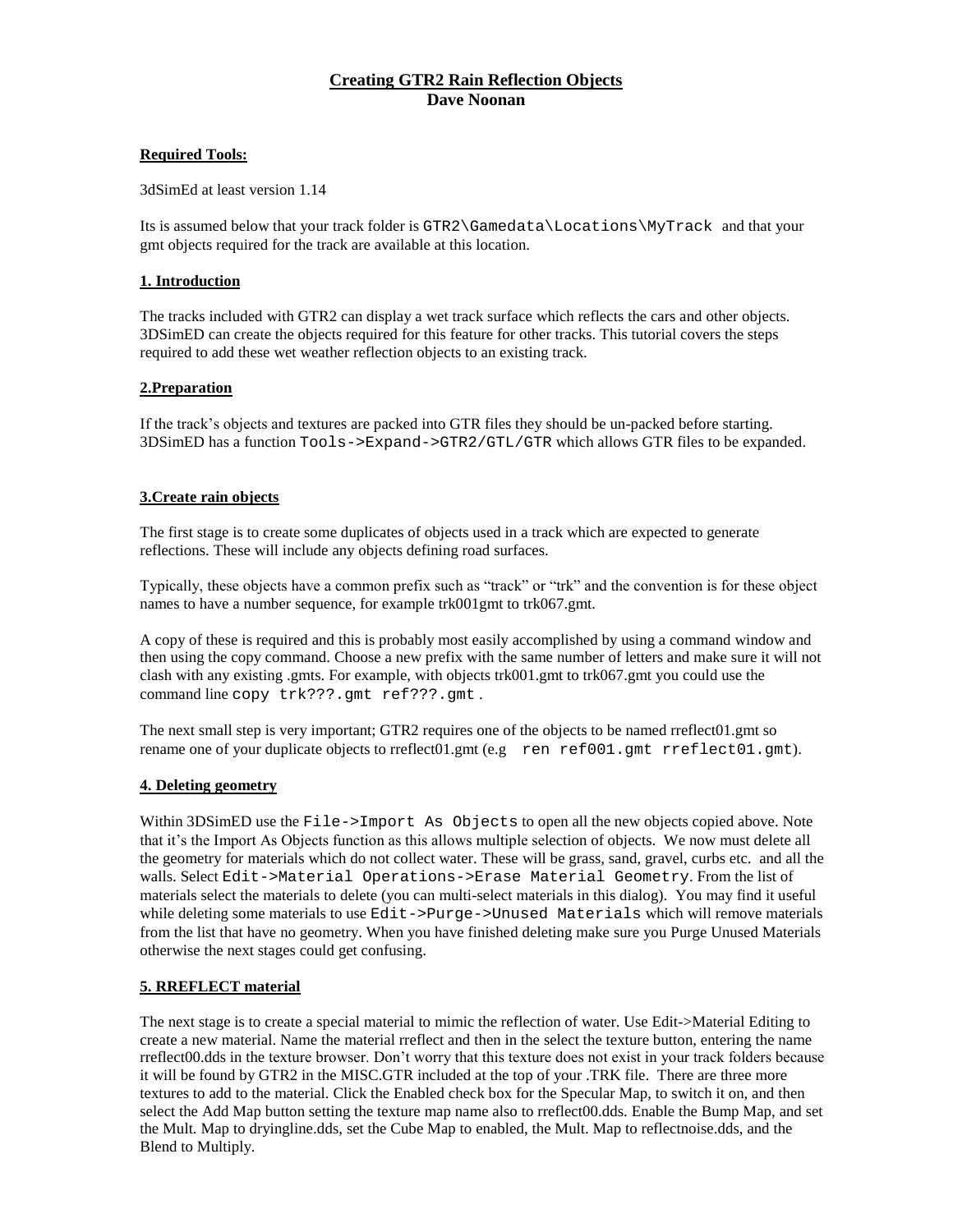# Creating GTR2 Rain Reflection Objects

**Dave Noonan**

### Required Tools:

3dSimEd at least version 1.14

Its is assumed below that your track folder is `GTR2\Gamedata\Locations\MyTrack` and that your gmt objects required for the track are available at this location.

### 1. Introduction

The tracks included with GTR2 can display a wet track surface which reflects the cars and other objects. 3DSimED can create the objects required for this feature for other tracks. This tutorial covers the steps required to add these wet weather reflection objects to an existing track.

### 2.Preparation

If the track's objects and textures are packed into GTR files they should be un-packed before starting. 3DSimED has a function `Tools->Expand->GTR2/GTL/GTR` which allows GTR files to be expanded.

### 3.Create rain objects

The first stage is to create some duplicates of objects used in a track which are expected to generate reflections. These will include any objects defining road surfaces.

Typically, these objects have a common prefix such as "track" or "trk" and the convention is for these object names to have a number sequence, for example trk001gmt to trk067.gmt.

A copy of these is required and this is probably most easily accomplished by using a command window and then using the copy command. Choose a new prefix with the same number of letters and make sure it will not clash with any existing .gmts. For example, with objects trk001.gmt to trk067.gmt you could use the command line `copy trk???.gmt ref???.gmt` .

The next small step is very important; GTR2 requires one of the objects to be named rreflect01.gmt so rename one of your duplicate objects to rreflect01.gmt (e.g `ren ref001.gmt rreflect01.gmt`).

### 4. Deleting geometry

Within 3DSimED use the `File->Import As Objects` to open all the new objects copied above. Note that it's the Import As Objects function as this allows multiple selection of objects. We now must delete all the geometry for materials which do not collect water. These will be grass, sand, gravel, curbs etc. and all the walls. Select `Edit->Material Operations->Erase Material Geometry`. From the list of materials select the materials to delete (you can multi-select materials in this dialog). You may find it useful while deleting some materials to use `Edit->Purge->Unused Materials` which will remove materials from the list that have no geometry. When you have finished deleting make sure you Purge Unused Materials otherwise the next stages could get confusing.

### 5. RREFLECT material

The next stage is to create a special material to mimic the reflection of water. Use Edit->Material Editing to create a new material. Name the material rreflect and then in the select the texture button, entering the name rreflect00.dds in the texture browser. Don't worry that this texture does not exist in your track folders because it will be found by GTR2 in the MISC.GTR included at the top of your .TRK file. There are three more textures to add to the material. Click the Enabled check box for the Specular Map, to switch it on, and then select the Add Map button setting the texture map name also to rreflect00.dds. Enable the Bump Map, and set the Mult. Map to dryingline.dds, set the Cube Map to enabled, the Mult. Map to reflectnoise.dds, and the Blend to Multiply.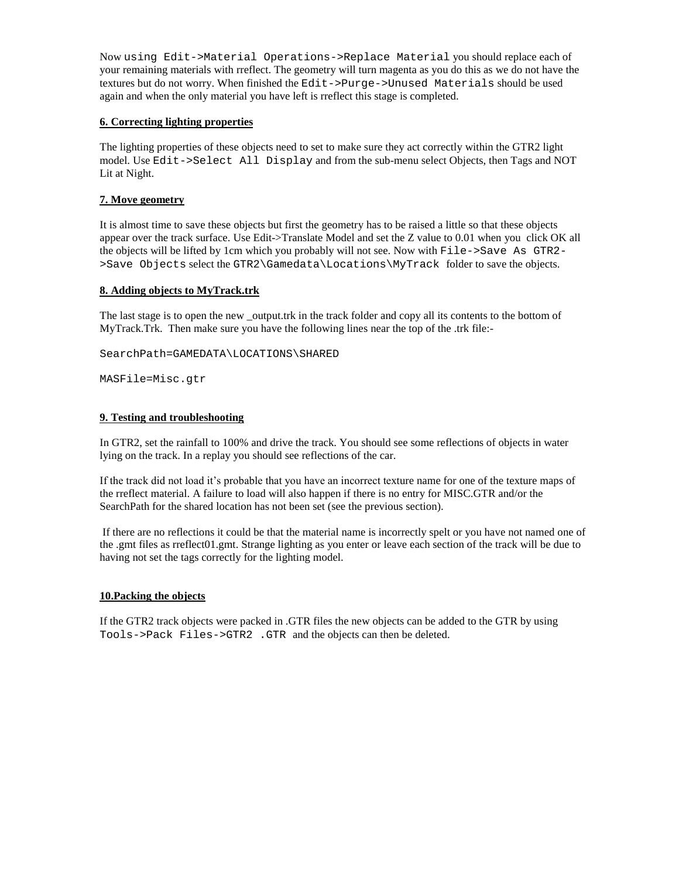Now using `Edit->Material Operations->Replace Material` you should replace each of your remaining materials with rreflect. The geometry will turn magenta as you do this as we do not have the textures but do not worry. When finished the `Edit->Purge->Unused Materials` should be used again and when the only material you have left is rreflect this stage is completed.

**6. Correcting lighting properties**

The lighting properties of these objects need to set to make sure they act correctly within the GTR2 light model. Use `Edit->Select All Display` and from the sub-menu select Objects, then Tags and NOT Lit at Night.

**7. Move geometry**

It is almost time to save these objects but first the geometry has to be raised a little so that these objects appear over the track surface. Use Edit->Translate Model and set the Z value to 0.01 when you click OK all the objects will be lifted by 1cm which you probably will not see. Now with `File->Save As GTR2->Save Objects` select the `GTR2\Gamedata\Locations\MyTrack` folder to save the objects.

**8. Adding objects to MyTrack.trk**

The last stage is to open the new _output.trk in the track folder and copy all its contents to the bottom of MyTrack.Trk. Then make sure you have the following lines near the top of the .trk file:-

```
SearchPath=GAMEDATA\LOCATIONS\SHARED

MASFile=Misc.gtr
```

**9. Testing and troubleshooting**

In GTR2, set the rainfall to 100% and drive the track. You should see some reflections of objects in water lying on the track. In a replay you should see reflections of the car.

If the track did not load it's probable that you have an incorrect texture name for one of the texture maps of the rreflect material. A failure to load will also happen if there is no entry for MISC.GTR and/or the SearchPath for the shared location has not been set (see the previous section).

If there are no reflections it could be that the material name is incorrectly spelt or you have not named one of the .gmt files as rreflect01.gmt. Strange lighting as you enter or leave each section of the track will be due to having not set the tags correctly for the lighting model.

**10.Packing the objects**

If the GTR2 track objects were packed in .GTR files the new objects can be added to the GTR by using `Tools->Pack Files->GTR2 .GTR` and the objects can then be deleted.